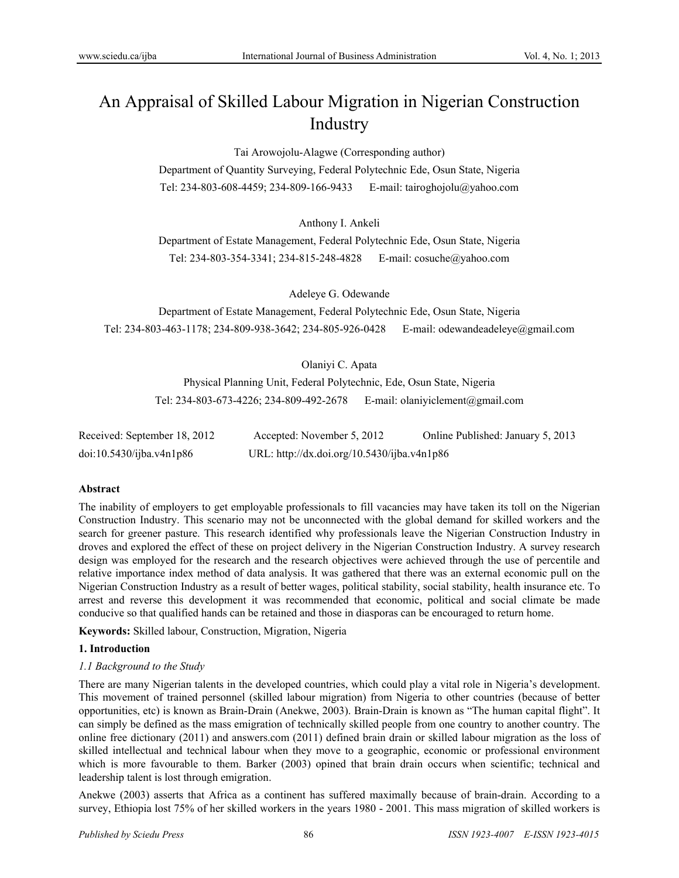# An Appraisal of Skilled Labour Migration in Nigerian Construction Industry

Tai Arowojolu-Alagwe (Corresponding author)

Department of Quantity Surveying, Federal Polytechnic Ede, Osun State, Nigeria

Tel: 234-803-608-4459; 234-809-166-9433 E-mail: tairoghojolu@yahoo.com

Anthony I. Ankeli

Department of Estate Management, Federal Polytechnic Ede, Osun State, Nigeria

Tel: 234-803-354-3341; 234-815-248-4828 E-mail: cosuche@yahoo.com

Adeleye G. Odewande

Department of Estate Management, Federal Polytechnic Ede, Osun State, Nigeria

Tel: 234-803-463-1178; 234-809-938-3642; 234-805-926-0428 E-mail: odewandeadeleye@gmail.com

Olaniyi C. Apata

Physical Planning Unit, Federal Polytechnic, Ede, Osun State, Nigeria

Tel: 234-803-673-4226; 234-809-492-2678 E-mail: olaniyiclement@gmail.com

Received: September 18, 2012 Accepted: November 5, 2012 Online Published: January 5, 2013

doi:10.5430/ijba.v4n1p86 URL: http://dx.doi.org/10.5430/ijba.v4n1p86

**Abstract**

The inability of employers to get employable professionals to fill vacancies may have taken its toll on the Nigerian Construction Industry. This scenario may not be unconnected with the global demand for skilled workers and the search for greener pasture. This research identified why professionals leave the Nigerian Construction Industry in droves and explored the effect of these on project delivery in the Nigerian Construction Industry. A survey research design was employed for the research and the research objectives were achieved through the use of percentile and relative importance index method of data analysis. It was gathered that there was an external economic pull on the Nigerian Construction Industry as a result of better wages, political stability, social stability, health insurance etc. To arrest and reverse this development it was recommended that economic, political and social climate be made conducive so that qualified hands can be retained and those in diasporas can be encouraged to return home.

**Keywords:** Skilled labour, Construction, Migration, Nigeria

## 1. Introduction

### *1.1 Background to the Study*

There are many Nigerian talents in the developed countries, which could play a vital role in Nigeria's development. This movement of trained personnel (skilled labour migration) from Nigeria to other countries (because of better opportunities, etc) is known as Brain-Drain (Anekwe, 2003). Brain-Drain is known as "The human capital flight". It can simply be defined as the mass emigration of technically skilled people from one country to another country. The online free dictionary (2011) and answers.com (2011) defined brain drain or skilled labour migration as the loss of skilled intellectual and technical labour when they move to a geographic, economic or professional environment which is more favourable to them. Barker (2003) opined that brain drain occurs when scientific; technical and leadership talent is lost through emigration.

Anekwe (2003) asserts that Africa as a continent has suffered maximally because of brain-drain. According to a survey, Ethiopia lost 75% of her skilled workers in the years 1980 - 2001. This mass migration of skilled workers is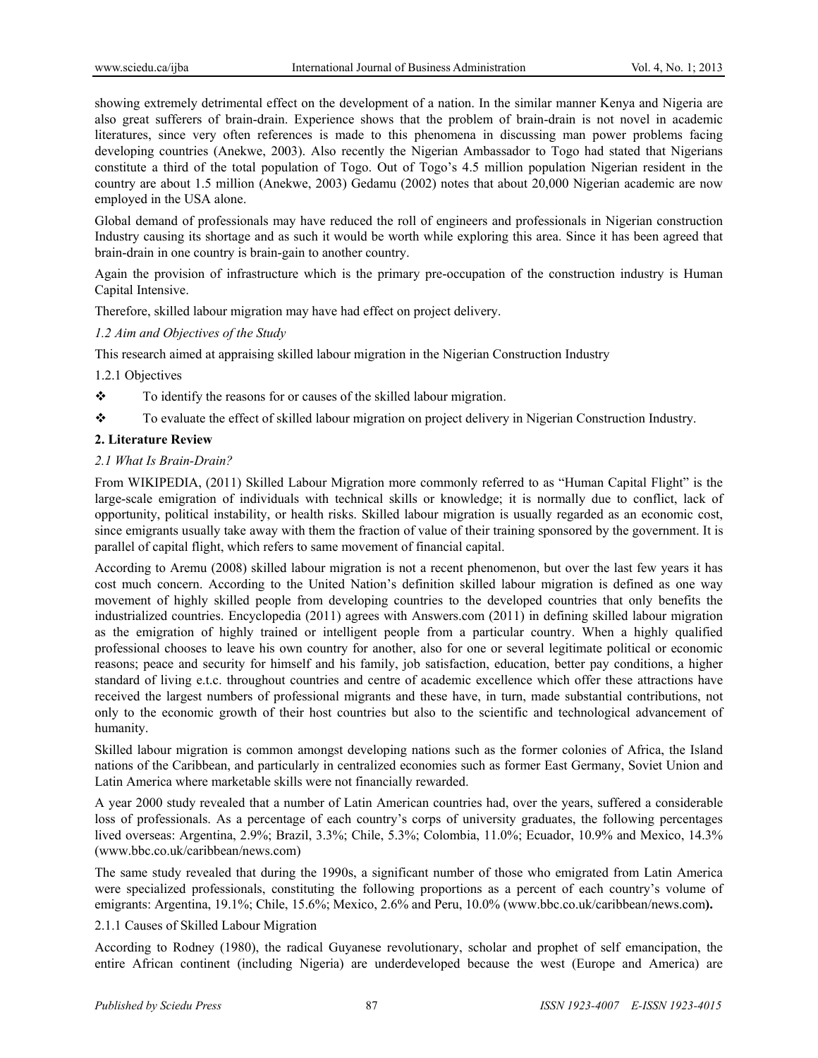showing extremely detrimental effect on the development of a nation. In the similar manner Kenya and Nigeria are also great sufferers of brain-drain. Experience shows that the problem of brain-drain is not novel in academic literatures, since very often references is made to this phenomena in discussing man power problems facing developing countries (Anekwe, 2003). Also recently the Nigerian Ambassador to Togo had stated that Nigerians constitute a third of the total population of Togo. Out of Togo's 4.5 million population Nigerian resident in the country are about 1.5 million (Anekwe, 2003) Gedamu (2002) notes that about 20,000 Nigerian academic are now employed in the USA alone.

Global demand of professionals may have reduced the roll of engineers and professionals in Nigerian construction Industry causing its shortage and as such it would be worth while exploring this area. Since it has been agreed that brain-drain in one country is brain-gain to another country.

Again the provision of infrastructure which is the primary pre-occupation of the construction industry is Human Capital Intensive.

Therefore, skilled labour migration may have had effect on project delivery.

### *1.2 Aim and Objectives of the Study*

This research aimed at appraising skilled labour migration in the Nigerian Construction Industry

#### 1.2.1 Objectives

- To identify the reasons for or causes of the skilled labour migration.
- To evaluate the effect of skilled labour migration on project delivery in Nigerian Construction Industry.

## 2. Literature Review

### *2.1 What Is Brain-Drain?*

From WIKIPEDIA, (2011) Skilled Labour Migration more commonly referred to as "Human Capital Flight" is the large-scale emigration of individuals with technical skills or knowledge; it is normally due to conflict, lack of opportunity, political instability, or health risks. Skilled labour migration is usually regarded as an economic cost, since emigrants usually take away with them the fraction of value of their training sponsored by the government. It is parallel of capital flight, which refers to same movement of financial capital.

According to Aremu (2008) skilled labour migration is not a recent phenomenon, but over the last few years it has cost much concern. According to the United Nation's definition skilled labour migration is defined as one way movement of highly skilled people from developing countries to the developed countries that only benefits the industrialized countries. Encyclopedia (2011) agrees with Answers.com (2011) in defining skilled labour migration as the emigration of highly trained or intelligent people from a particular country. When a highly qualified professional chooses to leave his own country for another, also for one or several legitimate political or economic reasons; peace and security for himself and his family, job satisfaction, education, better pay conditions, a higher standard of living e.t.c. throughout countries and centre of academic excellence which offer these attractions have received the largest numbers of professional migrants and these have, in turn, made substantial contributions, not only to the economic growth of their host countries but also to the scientific and technological advancement of humanity.

Skilled labour migration is common amongst developing nations such as the former colonies of Africa, the Island nations of the Caribbean, and particularly in centralized economies such as former East Germany, Soviet Union and Latin America where marketable skills were not financially rewarded.

A year 2000 study revealed that a number of Latin American countries had, over the years, suffered a considerable loss of professionals. As a percentage of each country's corps of university graduates, the following percentages lived overseas: Argentina, 2.9%; Brazil, 3.3%; Chile, 5.3%; Colombia, 11.0%; Ecuador, 10.9% and Mexico, 14.3% (www.bbc.co.uk/caribbean/news.com)

The same study revealed that during the 1990s, a significant number of those who emigrated from Latin America were specialized professionals, constituting the following proportions as a percent of each country's volume of emigrants: Argentina, 19.1%; Chile, 15.6%; Mexico, 2.6% and Peru, 10.0% (www.bbc.co.uk/caribbean/news.com).

#### 2.1.1 Causes of Skilled Labour Migration

According to Rodney (1980), the radical Guyanese revolutionary, scholar and prophet of self emancipation, the entire African continent (including Nigeria) are underdeveloped because the west (Europe and America) are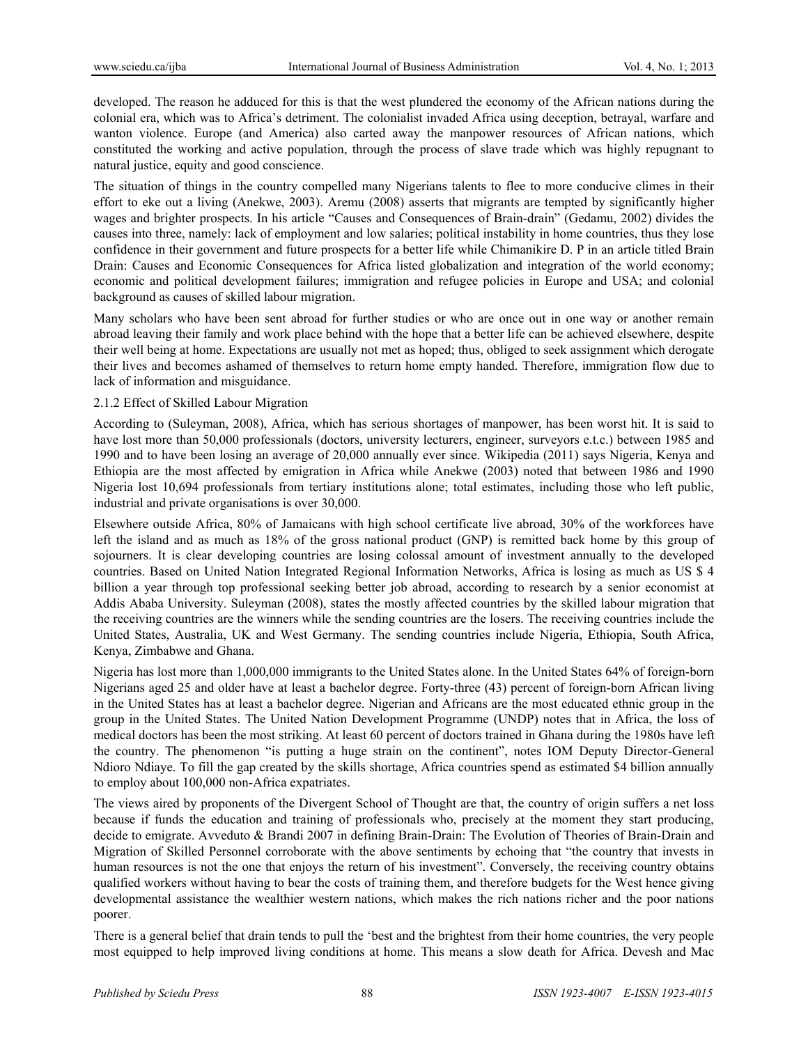developed. The reason he adduced for this is that the west plundered the economy of the African nations during the colonial era, which was to Africa's detriment. The colonialist invaded Africa using deception, betrayal, warfare and wanton violence. Europe (and America) also carted away the manpower resources of African nations, which constituted the working and active population, through the process of slave trade which was highly repugnant to natural justice, equity and good conscience.

The situation of things in the country compelled many Nigerians talents to flee to more conducive climes in their effort to eke out a living (Anekwe, 2003). Aremu (2008) asserts that migrants are tempted by significantly higher wages and brighter prospects. In his article "Causes and Consequences of Brain-drain" (Gedamu, 2002) divides the causes into three, namely: lack of employment and low salaries; political instability in home countries, thus they lose confidence in their government and future prospects for a better life while Chimanikire D. P in an article titled Brain Drain: Causes and Economic Consequences for Africa listed globalization and integration of the world economy; economic and political development failures; immigration and refugee policies in Europe and USA; and colonial background as causes of skilled labour migration.

Many scholars who have been sent abroad for further studies or who are once out in one way or another remain abroad leaving their family and work place behind with the hope that a better life can be achieved elsewhere, despite their well being at home. Expectations are usually not met as hoped; thus, obliged to seek assignment which derogate their lives and becomes ashamed of themselves to return home empty handed. Therefore, immigration flow due to lack of information and misguidance.

### 2.1.2 Effect of Skilled Labour Migration

According to (Suleyman, 2008), Africa, which has serious shortages of manpower, has been worst hit. It is said to have lost more than 50,000 professionals (doctors, university lecturers, engineer, surveyors e.t.c.) between 1985 and 1990 and to have been losing an average of 20,000 annually ever since. Wikipedia (2011) says Nigeria, Kenya and Ethiopia are the most affected by emigration in Africa while Anekwe (2003) noted that between 1986 and 1990 Nigeria lost 10,694 professionals from tertiary institutions alone; total estimates, including those who left public, industrial and private organisations is over 30,000.

Elsewhere outside Africa, 80% of Jamaicans with high school certificate live abroad, 30% of the workforces have left the island and as much as 18% of the gross national product (GNP) is remitted back home by this group of sojourners. It is clear developing countries are losing colossal amount of investment annually to the developed countries. Based on United Nation Integrated Regional Information Networks, Africa is losing as much as US $ 4 billion a year through top professional seeking better job abroad, according to research by a senior economist at Addis Ababa University. Suleyman (2008), states the mostly affected countries by the skilled labour migration that the receiving countries are the winners while the sending countries are the losers. The receiving countries include the United States, Australia, UK and West Germany. The sending countries include Nigeria, Ethiopia, South Africa, Kenya, Zimbabwe and Ghana.

Nigeria has lost more than 1,000,000 immigrants to the United States alone. In the United States 64% of foreign-born Nigerians aged 25 and older have at least a bachelor degree. Forty-three (43) percent of foreign-born African living in the United States has at least a bachelor degree. Nigerian and Africans are the most educated ethnic group in the group in the United States. The United Nation Development Programme (UNDP) notes that in Africa, the loss of medical doctors has been the most striking. At least 60 percent of doctors trained in Ghana during the 1980s have left the country. The phenomenon "is putting a huge strain on the continent", notes IOM Deputy Director-General Ndioro Ndiaye. To fill the gap created by the skills shortage, Africa countries spend as estimated $4 billion annually to employ about 100,000 non-Africa expatriates.

The views aired by proponents of the Divergent School of Thought are that, the country of origin suffers a net loss because if funds the education and training of professionals who, precisely at the moment they start producing, decide to emigrate. Avveduto & Brandi 2007 in defining Brain-Drain: The Evolution of Theories of Brain-Drain and Migration of Skilled Personnel corroborate with the above sentiments by echoing that "the country that invests in human resources is not the one that enjoys the return of his investment". Conversely, the receiving country obtains qualified workers without having to bear the costs of training them, and therefore budgets for the West hence giving developmental assistance the wealthier western nations, which makes the rich nations richer and the poor nations poorer.

There is a general belief that drain tends to pull the 'best and the brightest from their home countries, the very people most equipped to help improved living conditions at home. This means a slow death for Africa. Devesh and Mac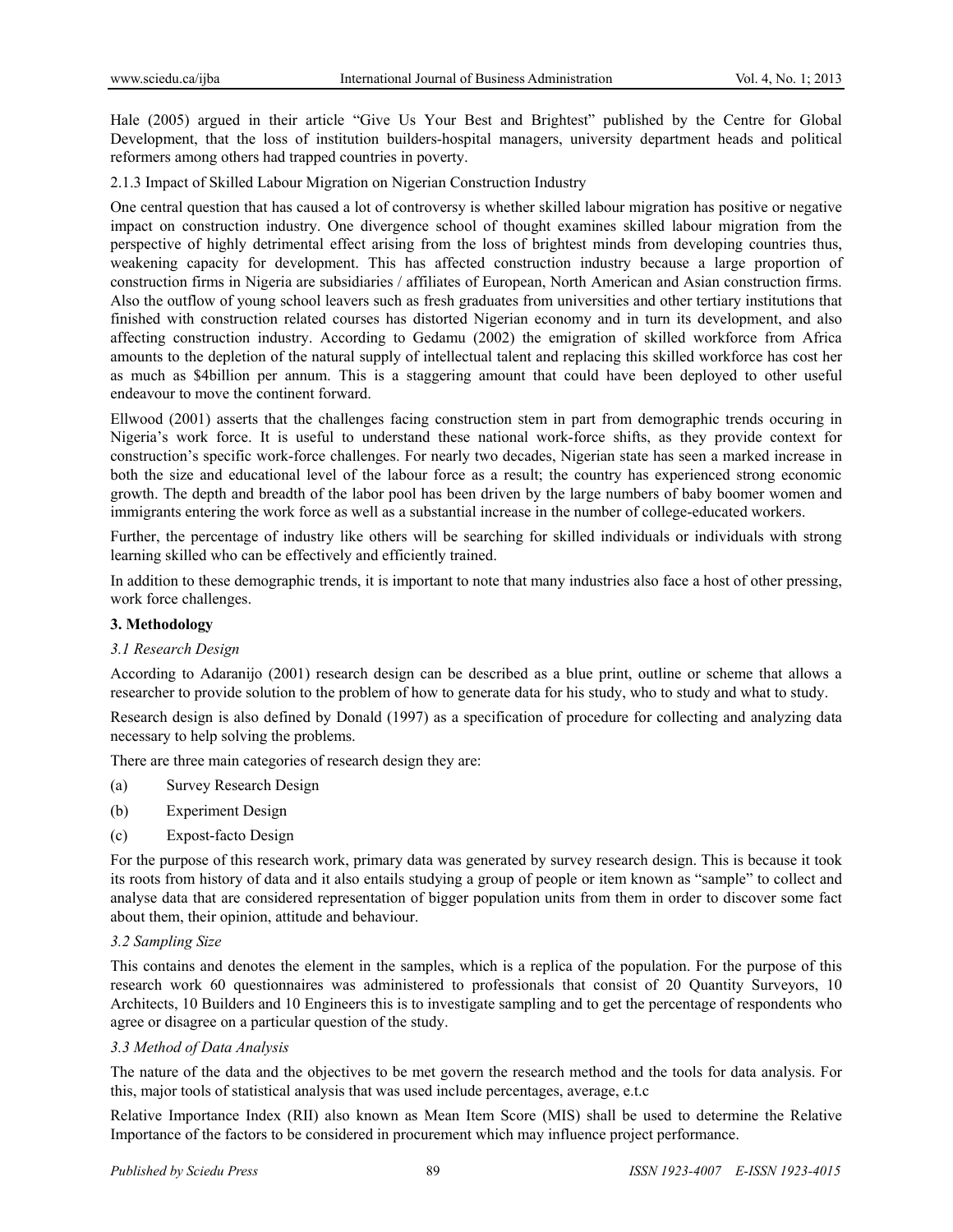Hale (2005) argued in their article “Give Us Your Best and Brightest” published by the Centre for Global Development, that the loss of institution builders-hospital managers, university department heads and political reformers among others had trapped countries in poverty.

2.1.3 Impact of Skilled Labour Migration on Nigerian Construction Industry

One central question that has caused a lot of controversy is whether skilled labour migration has positive or negative impact on construction industry. One divergence school of thought examines skilled labour migration from the perspective of highly detrimental effect arising from the loss of brightest minds from developing countries thus, weakening capacity for development. This has affected construction industry because a large proportion of construction firms in Nigeria are subsidiaries / affiliates of European, North American and Asian construction firms. Also the outflow of young school leavers such as fresh graduates from universities and other tertiary institutions that finished with construction related courses has distorted Nigerian economy and in turn its development, and also affecting construction industry. According to Gedamu (2002) the emigration of skilled workforce from Africa amounts to the depletion of the natural supply of intellectual talent and replacing this skilled workforce has cost her as much as $4billion per annum. This is a staggering amount that could have been deployed to other useful endeavour to move the continent forward.

Ellwood (2001) asserts that the challenges facing construction stem in part from demographic trends occuring in Nigeria’s work force. It is useful to understand these national work-force shifts, as they provide context for construction’s specific work-force challenges. For nearly two decades, Nigerian state has seen a marked increase in both the size and educational level of the labour force as a result; the country has experienced strong economic growth. The depth and breadth of the labor pool has been driven by the large numbers of baby boomer women and immigrants entering the work force as well as a substantial increase in the number of college-educated workers.

Further, the percentage of industry like others will be searching for skilled individuals or individuals with strong learning skilled who can be effectively and efficiently trained.

In addition to these demographic trends, it is important to note that many industries also face a host of other pressing, work force challenges.

## 3. Methodology

### *3.1 Research Design*

According to Adaranijo (2001) research design can be described as a blue print, outline or scheme that allows a researcher to provide solution to the problem of how to generate data for his study, who to study and what to study.

Research design is also defined by Donald (1997) as a specification of procedure for collecting and analyzing data necessary to help solving the problems.

There are three main categories of research design they are:

(a) Survey Research Design

(b) Experiment Design

(c) Expost-facto Design

For the purpose of this research work, primary data was generated by survey research design. This is because it took its roots from history of data and it also entails studying a group of people or item known as “sample” to collect and analyse data that are considered representation of bigger population units from them in order to discover some fact about them, their opinion, attitude and behaviour.

### *3.2 Sampling Size*

This contains and denotes the element in the samples, which is a replica of the population. For the purpose of this research work 60 questionnaires was administered to professionals that consist of 20 Quantity Surveyors, 10 Architects, 10 Builders and 10 Engineers this is to investigate sampling and to get the percentage of respondents who agree or disagree on a particular question of the study.

### *3.3 Method of Data Analysis*

The nature of the data and the objectives to be met govern the research method and the tools for data analysis. For this, major tools of statistical analysis that was used include percentages, average, e.t.c

Relative Importance Index (RII) also known as Mean Item Score (MIS) shall be used to determine the Relative Importance of the factors to be considered in procurement which may influence project performance.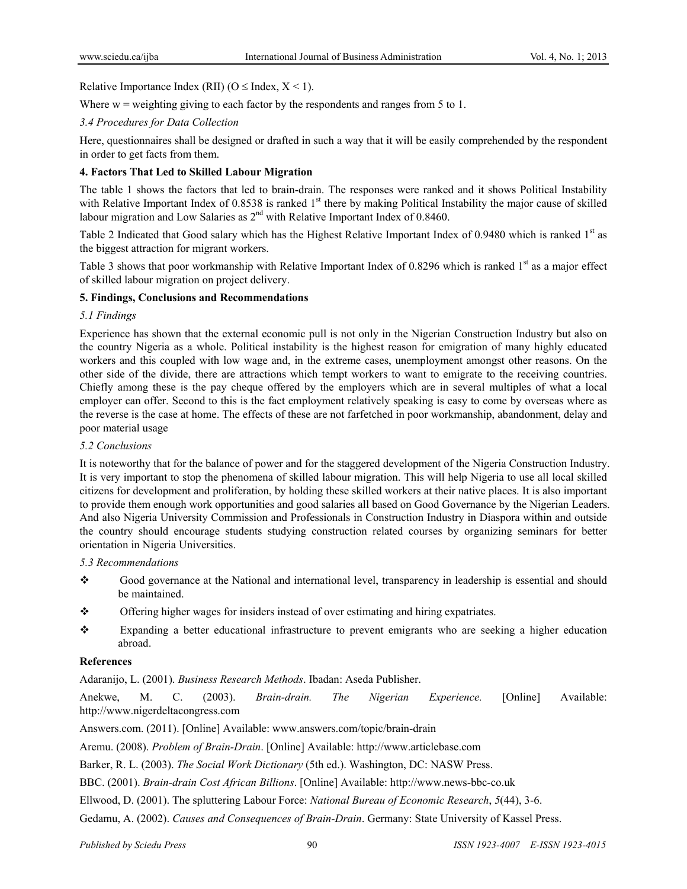Relative Importance Index (RII) (O ≤ Index, X < 1).

Where w = weighting giving to each factor by the respondents and ranges from 5 to 1.

*3.4 Procedures for Data Collection*

Here, questionnaires shall be designed or drafted in such a way that it will be easily comprehended by the respondent in order to get facts from them.

**4. Factors That Led to Skilled Labour Migration**

The table 1 shows the factors that led to brain-drain. The responses were ranked and it shows Political Instability with Relative Important Index of 0.8538 is ranked 1st there by making Political Instability the major cause of skilled labour migration and Low Salaries as 2nd with Relative Important Index of 0.8460.

Table 2 Indicated that Good salary which has the Highest Relative Important Index of 0.9480 which is ranked 1st as the biggest attraction for migrant workers.

Table 3 shows that poor workmanship with Relative Important Index of 0.8296 which is ranked 1st as a major effect of skilled labour migration on project delivery.

**5. Findings, Conclusions and Recommendations**

*5.1 Findings*

Experience has shown that the external economic pull is not only in the Nigerian Construction Industry but also on the country Nigeria as a whole. Political instability is the highest reason for emigration of many highly educated workers and this coupled with low wage and, in the extreme cases, unemployment amongst other reasons. On the other side of the divide, there are attractions which tempt workers to want to emigrate to the receiving countries. Chiefly among these is the pay cheque offered by the employers which are in several multiples of what a local employer can offer. Second to this is the fact employment relatively speaking is easy to come by overseas where as the reverse is the case at home. The effects of these are not farfetched in poor workmanship, abandonment, delay and poor material usage

*5.2 Conclusions*

It is noteworthy that for the balance of power and for the staggered development of the Nigeria Construction Industry. It is very important to stop the phenomena of skilled labour migration. This will help Nigeria to use all local skilled citizens for development and proliferation, by holding these skilled workers at their native places. It is also important to provide them enough work opportunities and good salaries all based on Good Governance by the Nigerian Leaders. And also Nigeria University Commission and Professionals in Construction Industry in Diaspora within and outside the country should encourage students studying construction related courses by organizing seminars for better orientation in Nigeria Universities.

*5.3 Recommendations*

- Good governance at the National and international level, transparency in leadership is essential and should be maintained.
- Offering higher wages for insiders instead of over estimating and hiring expatriates.
- Expanding a better educational infrastructure to prevent emigrants who are seeking a higher education abroad.

**References**

Adaranijo, L. (2001). *Business Research Methods*. Ibadan: Aseda Publisher.

Anekwe, M. C. (2003). *Brain-drain. The Nigerian Experience.* [Online] Available: http://www.nigerdeltacongress.com

Answers.com. (2011). [Online] Available: www.answers.com/topic/brain-drain

Aremu. (2008). *Problem of Brain-Drain*. [Online] Available: http://www.articlebase.com

Barker, R. L. (2003). *The Social Work Dictionary* (5th ed.). Washington, DC: NASW Press.

BBC. (2001). *Brain-drain Cost African Billions*. [Online] Available: http://www.news-bbc-co.uk

Ellwood, D. (2001). The spluttering Labour Force: *National Bureau of Economic Research*, *5*(44), 3-6.

Gedamu, A. (2002). *Causes and Consequences of Brain-Drain*. Germany: State University of Kassel Press.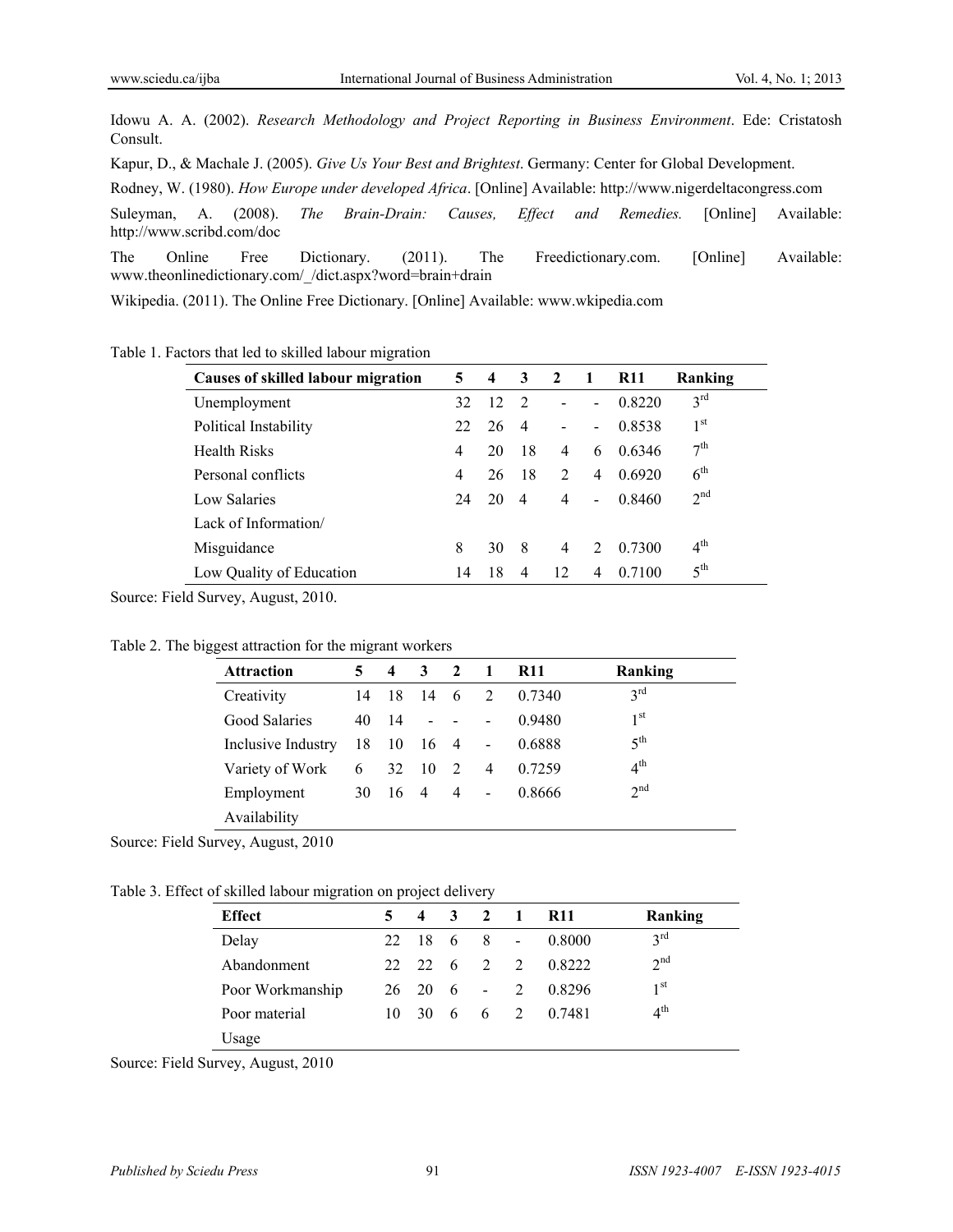Idowu A. A. (2002). *Research Methodology and Project Reporting in Business Environment*. Ede: Cristatosh Consult.

Kapur, D., & Machale J. (2005). *Give Us Your Best and Brightest*. Germany: Center for Global Development.

Rodney, W. (1980). *How Europe under developed Africa*. [Online] Available: http://www.nigerdeltacongress.com

Suleyman, A. (2008). *The Brain-Drain: Causes, Effect and Remedies.* [Online] Available: http://www.scribd.com/doc

The Online Free Dictionary. (2011). The Freedictionary.com. [Online] Available: www.theonlinedictionary.com/_/dict.aspx?word=brain+drain

Wikipedia. (2011). The Online Free Dictionary. [Online] Available: www.wkipedia.com

Table 1. Factors that led to skilled labour migration

| Causes of skilled labour migration | 5 | 4 | 3 | 2 | 1 | R11 | Ranking |
|---|---|---|---|---|---|---|---|
| Unemployment | 32 | 12 | 2 | - | - | 0.8220 | 3rd |
| Political Instability | 22 | 26 | 4 | - | - | 0.8538 | 1st |
| Health Risks | 4 | 20 | 18 | 4 | 6 | 0.6346 | 7th |
| Personal conflicts | 4 | 26 | 18 | 2 | 4 | 0.6920 | 6th |
| Low Salaries | 24 | 20 | 4 | 4 | - | 0.8460 | 2nd |
| Lack of Information/ Misguidance | 8 | 30 | 8 | 4 | 2 | 0.7300 | 4th |
| Low Quality of Education | 14 | 18 | 4 | 12 | 4 | 0.7100 | 5th |

Source: Field Survey, August, 2010.

Table 2. The biggest attraction for the migrant workers

| Attraction | 5 | 4 | 3 | 2 | 1 | R11 | Ranking |
|---|---|---|---|---|---|---|---|
| Creativity | 14 | 18 | 14 | 6 | 2 | 0.7340 | 3rd |
| Good Salaries | 40 | 14 | - | - | - | 0.9480 | 1st |
| Inclusive Industry | 18 | 10 | 16 | 4 | - | 0.6888 | 5th |
| Variety of Work | 6 | 32 | 10 | 2 | 4 | 0.7259 | 4th |
| Employment Availability | 30 | 16 | 4 | 4 | - | 0.8666 | 2nd |

Source: Field Survey, August, 2010

Table 3. Effect of skilled labour migration on project delivery

| Effect | 5 | 4 | 3 | 2 | 1 | R11 | Ranking |
|---|---|---|---|---|---|---|---|
| Delay | 22 | 18 | 6 | 8 | - | 0.8000 | 3rd |
| Abandonment | 22 | 22 | 6 | 2 | 2 | 0.8222 | 2nd |
| Poor Workmanship | 26 | 20 | 6 | - | 2 | 0.8296 | 1st |
| Poor material Usage | 10 | 30 | 6 | 6 | 2 | 0.7481 | 4th |

Source: Field Survey, August, 2010